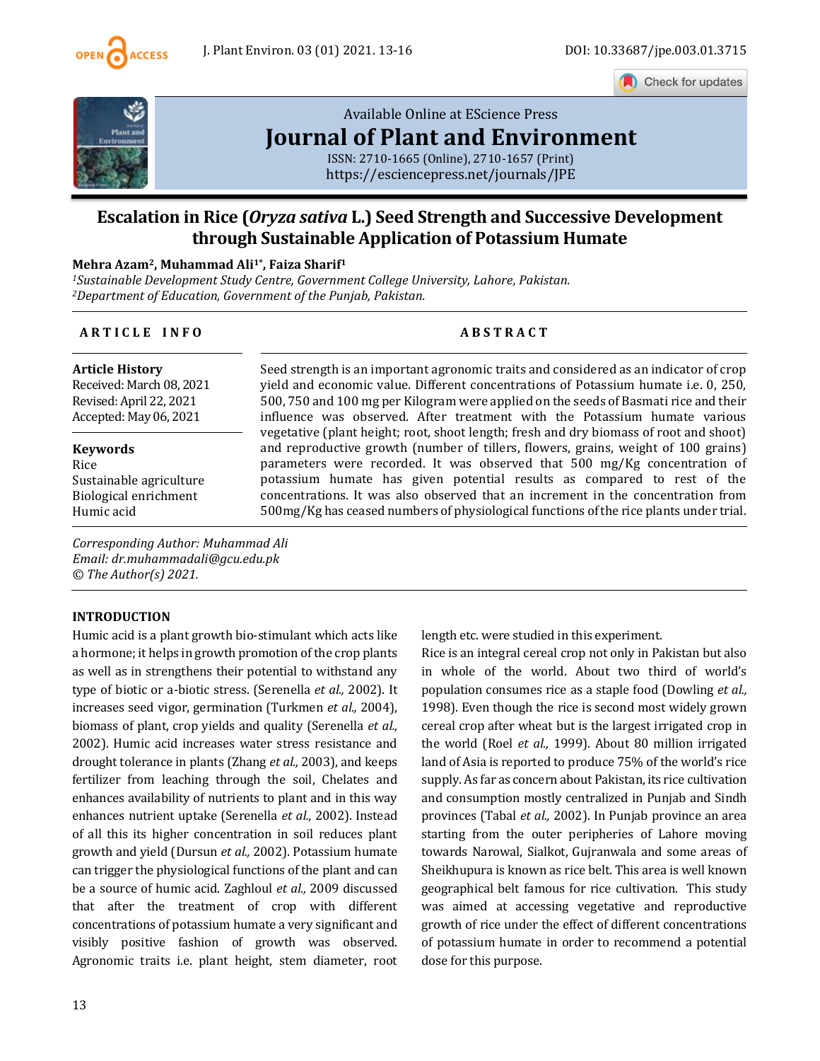Available Online at EScience Press

**Journal of Plant and Environment**

ISSN: 2710-1665 (Online), 2710-1657 (Print)

https://esciencepress.net/journals/JPE

# Escalation in Rice (*Oryza sativa* L.) Seed Strength and Successive Development through Sustainable Application of Potassium Humate

**Mehra Azam[2], Muhammad Ali[1*], Faiza Sharif[1]**

*[1]Sustainable Development Study Centre, Government College University, Lahore, Pakistan.*
*[2]Department of Education, Government of the Punjab, Pakistan.*

## ARTICLE INFO

**Article History**
Received: March 08, 2021
Revised: April 22, 2021
Accepted: May 06, 2021

**Keywords**
Rice
Sustainable agriculture
Biological enrichment
Humic acid

## ABSTRACT

Seed strength is an important agronomic traits and considered as an indicator of crop yield and economic value. Different concentrations of Potassium humate i.e. 0, 250, 500, 750 and 100 mg per Kilogram were applied on the seeds of Basmati rice and their influence was observed. After treatment with the Potassium humate various vegetative (plant height; root, shoot length; fresh and dry biomass of root and shoot) and reproductive growth (number of tillers, flowers, grains, weight of 100 grains) parameters were recorded. It was observed that 500 mg/Kg concentration of potassium humate has given potential results as compared to rest of the concentrations. It was also observed that an increment in the concentration from 500mg/Kg has ceased numbers of physiological functions of the rice plants under trial.

*Corresponding Author: Muhammad Ali*
*Email: dr.muhammadali@gcu.edu.pk*
*© The Author(s) 2021.*

## INTRODUCTION

Humic acid is a plant growth bio-stimulant which acts like a hormone; it helps in growth promotion of the crop plants as well as in strengthens their potential to withstand any type of biotic or a-biotic stress. (Serenella *et al.,* 2002). It increases seed vigor, germination (Turkmen *et al.,* 2004), biomass of plant, crop yields and quality (Serenella *et al.,* 2002). Humic acid increases water stress resistance and drought tolerance in plants (Zhang *et al.,* 2003), and keeps fertilizer from leaching through the soil, Chelates and enhances availability of nutrients to plant and in this way enhances nutrient uptake (Serenella *et al.,* 2002). Instead of all this its higher concentration in soil reduces plant growth and yield (Dursun *et al.,* 2002). Potassium humate can trigger the physiological functions of the plant and can be a source of humic acid. Zaghloul *et al.,* 2009 discussed that after the treatment of crop with different concentrations of potassium humate a very significant and visibly positive fashion of growth was observed. Agronomic traits i.e. plant height, stem diameter, root length etc. were studied in this experiment.

Rice is an integral cereal crop not only in Pakistan but also in whole of the world. About two third of world's population consumes rice as a staple food (Dowling *et al.,* 1998). Even though the rice is second most widely grown cereal crop after wheat but is the largest irrigated crop in the world (Roel *et al.,* 1999). About 80 million irrigated land of Asia is reported to produce 75% of the world's rice supply. As far as concern about Pakistan, its rice cultivation and consumption mostly centralized in Punjab and Sindh provinces (Tabal *et al.,* 2002). In Punjab province an area starting from the outer peripheries of Lahore moving towards Narowal, Sialkot, Gujranwala and some areas of Sheikhupura is known as rice belt. This area is well known geographical belt famous for rice cultivation. This study was aimed at accessing vegetative and reproductive growth of rice under the effect of different concentrations of potassium humate in order to recommend a potential dose for this purpose.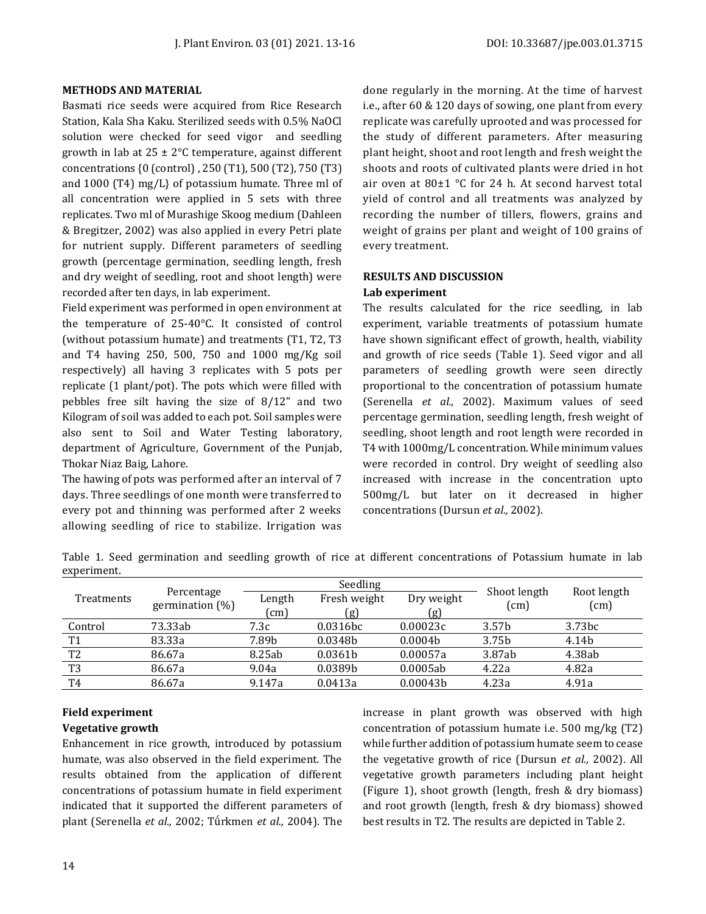## METHODS AND MATERIAL

Basmati rice seeds were acquired from Rice Research Station, Kala Sha Kaku. Sterilized seeds with 0.5% NaOCl solution were checked for seed vigor and seedling growth in lab at 25 ± 2°C temperature, against different concentrations {0 (control) , 250 (T1), 500 (T2), 750 (T3) and 1000 (T4) mg/L} of potassium humate. Three ml of all concentration were applied in 5 sets with three replicates. Two ml of Murashige Skoog medium (Dahleen & Bregitzer, 2002) was also applied in every Petri plate for nutrient supply. Different parameters of seedling growth (percentage germination, seedling length, fresh and dry weight of seedling, root and shoot length) were recorded after ten days, in lab experiment.

Field experiment was performed in open environment at the temperature of 25-40°C. It consisted of control (without potassium humate) and treatments (T1, T2, T3 and T4 having 250, 500, 750 and 1000 mg/Kg soil respectively) all having 3 replicates with 5 pots per replicate (1 plant/pot). The pots which were filled with pebbles free silt having the size of 8/12" and two Kilogram of soil was added to each pot. Soil samples were also sent to Soil and Water Testing laboratory, department of Agriculture, Government of the Punjab, Thokar Niaz Baig, Lahore.

The hawing of pots was performed after an interval of 7 days. Three seedlings of one month were transferred to every pot and thinning was performed after 2 weeks allowing seedling of rice to stabilize. Irrigation was done regularly in the morning. At the time of harvest i.e., after 60 & 120 days of sowing, one plant from every replicate was carefully uprooted and was processed for the study of different parameters. After measuring plant height, shoot and root length and fresh weight the shoots and roots of cultivated plants were dried in hot air oven at 80±1 °C for 24 h. At second harvest total yield of control and all treatments was analyzed by recording the number of tillers, flowers, grains and weight of grains per plant and weight of 100 grains of every treatment.

## RESULTS AND DISCUSSION

### Lab experiment

The results calculated for the rice seedling, in lab experiment, variable treatments of potassium humate have shown significant effect of growth, health, viability and growth of rice seeds (Table 1). Seed vigor and all parameters of seedling growth were seen directly proportional to the concentration of potassium humate (Serenella *et al.,* 2002). Maximum values of seed percentage germination, seedling length, fresh weight of seedling, shoot length and root length were recorded in T4 with 1000mg/L concentration. While minimum values were recorded in control. Dry weight of seedling also increased with increase in the concentration upto 500mg/L but later on it decreased in higher concentrations (Dursun *et al.,* 2002).

Table 1. Seed germination and seedling growth of rice at different concentrations of Potassium humate in lab experiment.

| Treatments | Percentage germination (%) | Seedling | | | Shoot length (cm) | Root length (cm) |
|---|---|---|---|---|---|---|
| | | Length (cm) | Fresh weight (g) | Dry weight (g) | | |
| Control | 73.33ab | 7.3c | 0.0316bc | 0.00023c | 3.57b | 3.73bc |
| T1 | 83.33a | 7.89b | 0.0348b | 0.0004b | 3.75b | 4.14b |
| T2 | 86.67a | 8.25ab | 0.0361b | 0.00057a | 3.87ab | 4.38ab |
| T3 | 86.67a | 9.04a | 0.0389b | 0.0005ab | 4.22a | 4.82a |
| T4 | 86.67a | 9.147a | 0.0413a | 0.00043b | 4.23a | 4.91a |

### Field experiment

#### Vegetative growth

Enhancement in rice growth, introduced by potassium humate, was also observed in the field experiment. The results obtained from the application of different concentrations of potassium humate in field experiment indicated that it supported the different parameters of plant (Serenella *et al.,* 2002; Tűrkmen *et al.,* 2004). The increase in plant growth was observed with high concentration of potassium humate i.e. 500 mg/kg (T2) while further addition of potassium humate seem to cease the vegetative growth of rice (Dursun *et al.,* 2002). All vegetative growth parameters including plant height (Figure 1), shoot growth (length, fresh & dry biomass) and root growth (length, fresh & dry biomass) showed best results in T2. The results are depicted in Table 2.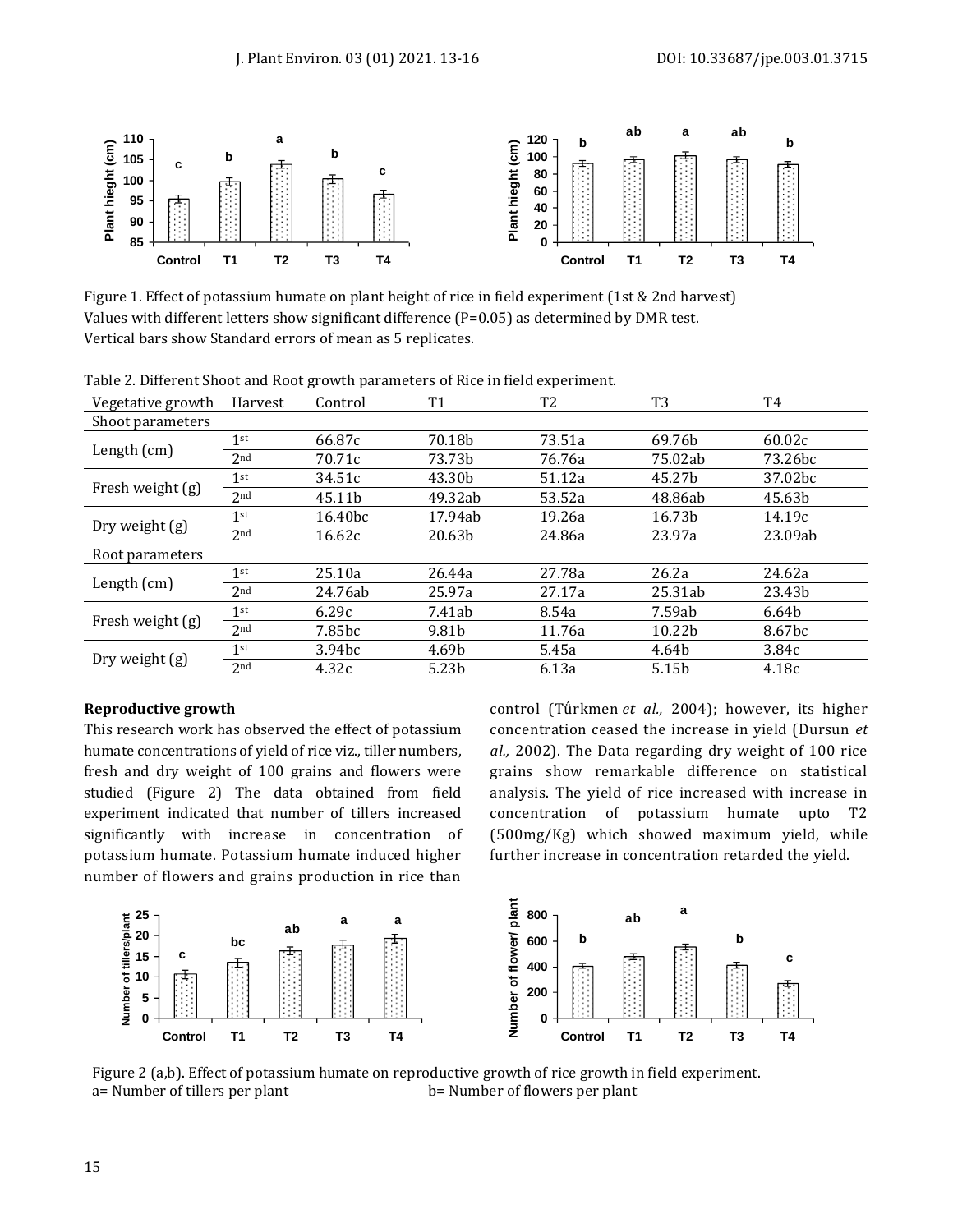Figure 1. Effect of potassium humate on plant height of rice in field experiment (1st & 2nd harvest)
Values with different letters show significant difference (P=0.05) as determined by DMR test.
Vertical bars show Standard errors of mean as 5 replicates.

Table 2. Different Shoot and Root growth parameters of Rice in field experiment.

| Vegetative growth | Harvest | Control | T1 | T2 | T3 | T4 |
|---|---|---|---|---|---|---|
| Shoot parameters | | | | | | |
| Length (cm) | 1st | 66.87c | 70.18b | 73.51a | 69.76b | 60.02c |
| | 2nd | 70.71c | 73.73b | 76.76a | 75.02ab | 73.26bc |
| Fresh weight (g) | 1st | 34.51c | 43.30b | 51.12a | 45.27b | 37.02bc |
| | 2nd | 45.11b | 49.32ab | 53.52a | 48.86ab | 45.63b |
| Dry weight (g) | 1st | 16.40bc | 17.94ab | 19.26a | 16.73b | 14.19c |
| | 2nd | 16.62c | 20.63b | 24.86a | 23.97a | 23.09ab |
| Root parameters | | | | | | |
| Length (cm) | 1st | 25.10a | 26.44a | 27.78a | 26.2a | 24.62a |
| | 2nd | 24.76ab | 25.97a | 27.17a | 25.31ab | 23.43b |
| Fresh weight (g) | 1st | 6.29c | 7.41ab | 8.54a | 7.59ab | 6.64b |
| | 2nd | 7.85bc | 9.81b | 11.76a | 10.22b | 8.67bc |
| Dry weight (g) | 1st | 3.94bc | 4.69b | 5.45a | 4.64b | 3.84c |
| | 2nd | 4.32c | 5.23b | 6.13a | 5.15b | 4.18c |

**Reproductive growth**

This research work has observed the effect of potassium humate concentrations of yield of rice viz., tiller numbers, fresh and dry weight of 100 grains and flowers were studied (Figure 2) The data obtained from field experiment indicated that number of tillers increased significantly with increase in concentration of potassium humate. Potassium humate induced higher number of flowers and grains production in rice than control (Tűrkmen *et al.,* 2004); however, its higher concentration ceased the increase in yield (Dursun *et al.,* 2002). The Data regarding dry weight of 100 rice grains show remarkable difference on statistical analysis. The yield of rice increased with increase in concentration of potassium humate upto T2 (500mg/Kg) which showed maximum yield, while further increase in concentration retarded the yield.

Figure 2 (a,b). Effect of potassium humate on reproductive growth of rice growth in field experiment.
a= Number of tillers per plant b= Number of flowers per plant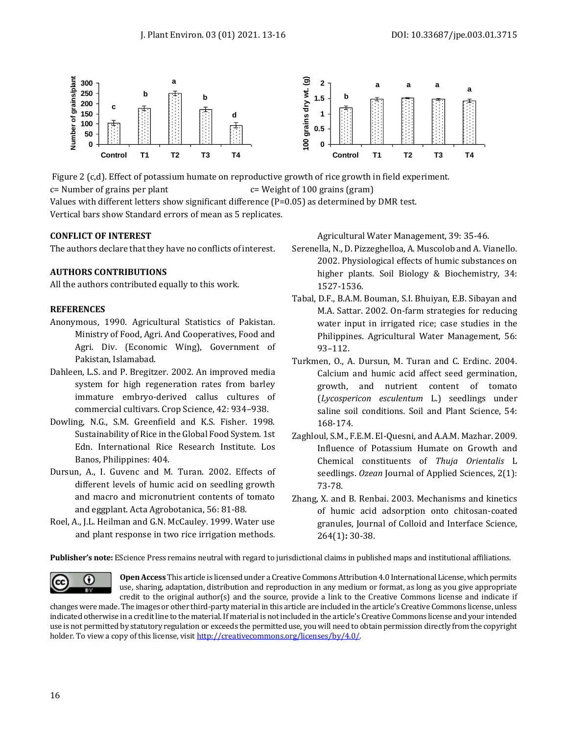Number of grains/plant

300
250
200
150
100
50
0

c b a b d

Control T1 T2 T3 T4

100 grains dry wt. (g)

2
1.5
1
0.5
0

b a a a a

Control T1 T2 T3 T4

Figure 2 (c,d). Effect of potassium humate on reproductive growth of rice growth in field experiment.
c= Number of grains per plant c= Weight of 100 grains (gram)
Values with different letters show significant difference (P=0.05) as determined by DMR test.
Vertical bars show Standard errors of mean as 5 replicates.

## CONFLICT OF INTEREST

The authors declare that they have no conflicts of interest.

## AUTHORS CONTRIBUTIONS

All the authors contributed equally to this work.

## REFERENCES

Anonymous, 1990. Agricultural Statistics of Pakistan. Ministry of Food, Agri. And Cooperatives, Food and Agri. Div. (Economic Wing), Government of Pakistan, Islamabad.

Dahleen, L.S. and P. Bregitzer. 2002. An improved media system for high regeneration rates from barley immature embryo-derived callus cultures of commercial cultivars. Crop Science, 42: 934–938.

Dowling, N.G., S.M. Greenfield and K.S. Fisher. 1998. Sustainability of Rice in the Global Food System. 1st Edn. International Rice Research Institute. Los Banos, Philippines: 404.

Dursun, A., I. Guvenc and M. Turan. 2002. Effects of different levels of humic acid on seedling growth and macro and micronutrient contents of tomato and eggplant. Acta Agrobotanica, 56: 81-88.

Roel, A., J.L. Heilman and G.N. McCauley. 1999. Water use and plant response in two rice irrigation methods. Agricultural Water Management, 39: 35-46.

Serenella, N., D. Pizzeghelloa, A. Muscolob and A. Vianello. 2002. Physiological effects of humic substances on higher plants. Soil Biology & Biochemistry, 34: 1527-1536.

Tabal, D.F., B.A.M. Bouman, S.I. Bhuiyan, E.B. Sibayan and M.A. Sattar. 2002. On-farm strategies for reducing water input in irrigated rice; case studies in the Philippines. Agricultural Water Management, 56: 93–112.

Turkmen, O., A. Dursun, M. Turan and C. Erdinc. 2004. Calcium and humic acid affect seed germination, growth, and nutrient content of tomato (*Lycospericon esculentum* L.) seedlings under saline soil conditions. Soil and Plant Science, 54: 168-174.

Zaghloul, S.M., F.E.M. El-Quesni, and A.A.M. Mazhar. 2009. Influence of Potassium Humate on Growth and Chemical constituents of *Thuja Orientalis* L seedlings. *Ozean* Journal of Applied Sciences, 2(1): 73-78.

Zhang, X. and B. Renbai. 2003. Mechanisms and kinetics of humic acid adsorption onto chitosan-coated granules, Journal of Colloid and Interface Science, 264(1)**:** 30-38.

**Publisher's note:** EScience Press remains neutral with regard to jurisdictional claims in published maps and institutional affiliations.

**Open Access** This article is licensed under a Creative Commons Attribution 4.0 International License, which permits use, sharing, adaptation, distribution and reproduction in any medium or format, as long as you give appropriate credit to the original author(s) and the source, provide a link to the Creative Commons license and indicate if changes were made. The images or other third-party material in this article are included in the article's Creative Commons license, unless indicated otherwise in a credit line to the material. If material is not included in the article's Creative Commons license and your intended use is not permitted by statutory regulation or exceeds the permitted use, you will need to obtain permission directly from the copyright holder. To view a copy of this license, visit http://creativecommons.org/licenses/by/4.0/.